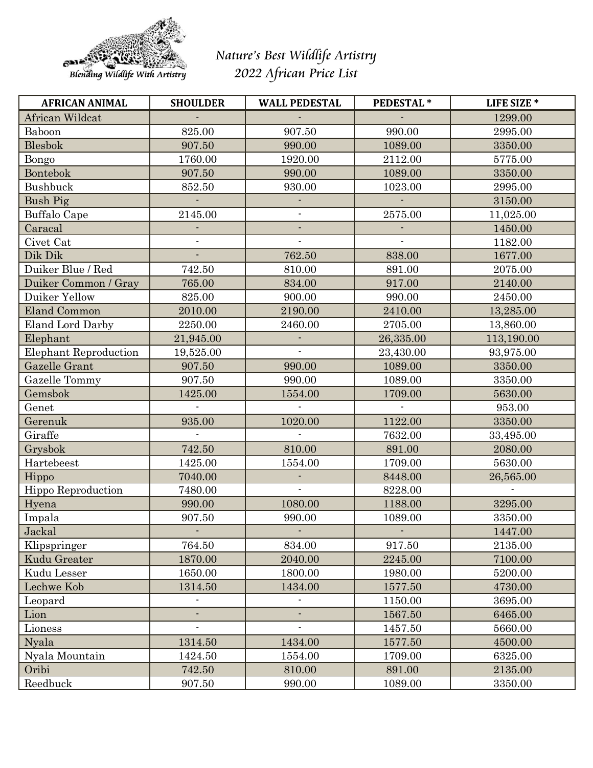Blending Wildlife With Artistry

# Nature's Best Wildlife Artistry
## 2022 African Price List

| AFRICAN ANIMAL | SHOULDER | WALL PEDESTAL | PEDESTAL * | LIFE SIZE * |
|---|---|---|---|---|
| African Wildcat | - | - | - | 1299.00 |
| Baboon | 825.00 | 907.50 | 990.00 | 2995.00 |
| Blesbok | 907.50 | 990.00 | 1089.00 | 3350.00 |
| Bongo | 1760.00 | 1920.00 | 2112.00 | 5775.00 |
| Bontebok | 907.50 | 990.00 | 1089.00 | 3350.00 |
| Bushbuck | 852.50 | 930.00 | 1023.00 | 2995.00 |
| Bush Pig | - | - | - | 3150.00 |
| Buffalo Cape | 2145.00 | - | 2575.00 | 11,025.00 |
| Caracal | - | - | - | 1450.00 |
| Civet Cat | - | - | - | 1182.00 |
| Dik Dik | - | 762.50 | 838.00 | 1677.00 |
| Duiker Blue / Red | 742.50 | 810.00 | 891.00 | 2075.00 |
| Duiker Common / Gray | 765.00 | 834.00 | 917.00 | 2140.00 |
| Duiker Yellow | 825.00 | 900.00 | 990.00 | 2450.00 |
| Eland Common | 2010.00 | 2190.00 | 2410.00 | 13,285.00 |
| Eland Lord Darby | 2250.00 | 2460.00 | 2705.00 | 13,860.00 |
| Elephant | 21,945.00 | - | 26,335.00 | 113,190.00 |
| Elephant Reproduction | 19,525.00 | - | 23,430.00 | 93,975.00 |
| Gazelle Grant | 907.50 | 990.00 | 1089.00 | 3350.00 |
| Gazelle Tommy | 907.50 | 990.00 | 1089.00 | 3350.00 |
| Gemsbok | 1425.00 | 1554.00 | 1709.00 | 5630.00 |
| Genet | - | - | - | 953.00 |
| Gerenuk | 935.00 | 1020.00 | 1122.00 | 3350.00 |
| Giraffe | - | - | 7632.00 | 33,495.00 |
| Grysbok | 742.50 | 810.00 | 891.00 | 2080.00 |
| Hartebeest | 1425.00 | 1554.00 | 1709.00 | 5630.00 |
| Hippo | 7040.00 | - | 8448.00 | 26,565.00 |
| Hippo Reproduction | 7480.00 | - | 8228.00 | - |
| Hyena | 990.00 | 1080.00 | 1188.00 | 3295.00 |
| Impala | 907.50 | 990.00 | 1089.00 | 3350.00 |
| Jackal | - | - | - | 1447.00 |
| Klipspringer | 764.50 | 834.00 | 917.50 | 2135.00 |
| Kudu Greater | 1870.00 | 2040.00 | 2245.00 | 7100.00 |
| Kudu Lesser | 1650.00 | 1800.00 | 1980.00 | 5200.00 |
| Lechwe Kob | 1314.50 | 1434.00 | 1577.50 | 4730.00 |
| Leopard | - | - | 1150.00 | 3695.00 |
| Lion | - | - | 1567.50 | 6465.00 |
| Lioness | - | - | 1457.50 | 5660.00 |
| Nyala | 1314.50 | 1434.00 | 1577.50 | 4500.00 |
| Nyala Mountain | 1424.50 | 1554.00 | 1709.00 | 6325.00 |
| Oribi | 742.50 | 810.00 | 891.00 | 2135.00 |
| Reedbuck | 907.50 | 990.00 | 1089.00 | 3350.00 |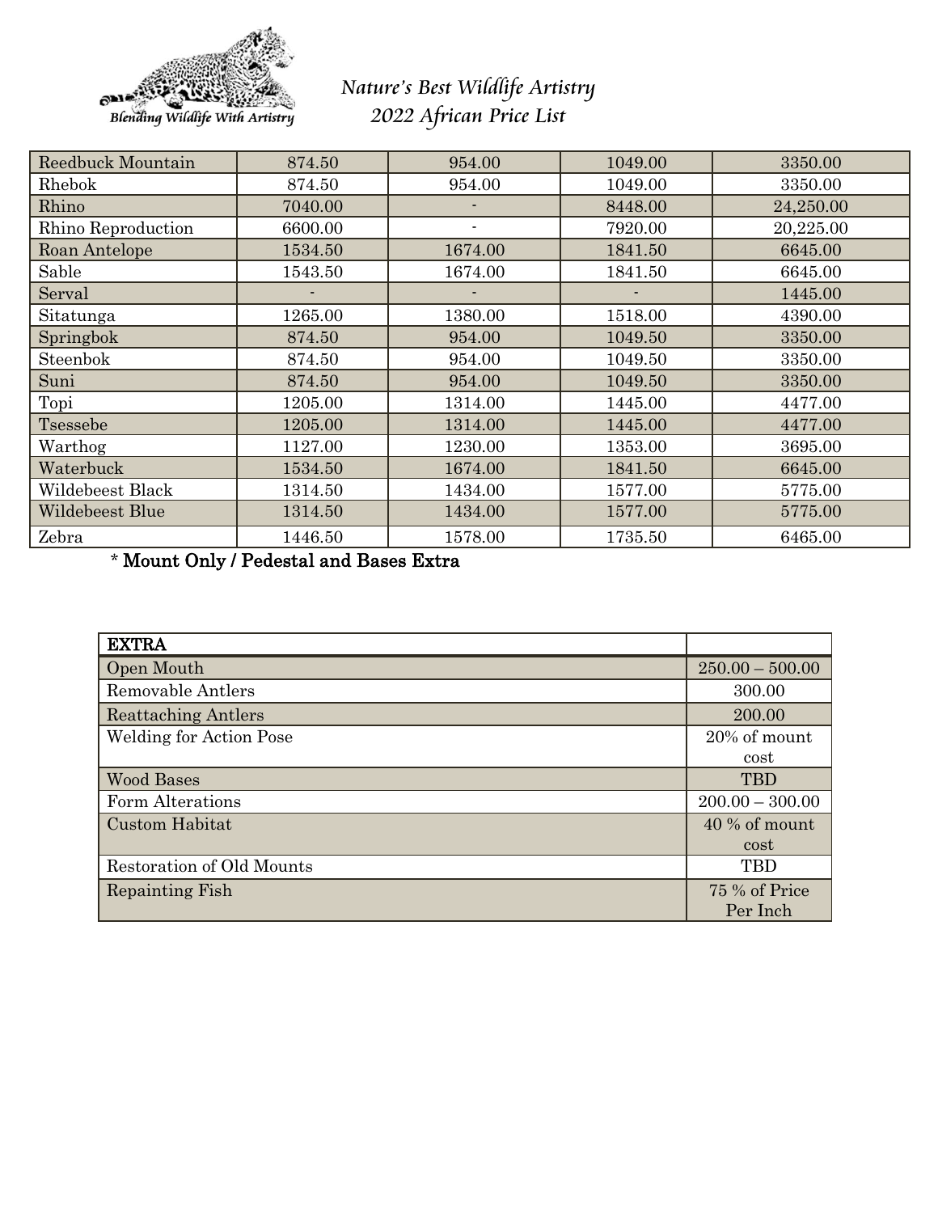*Blending Wildlife With Artistry*

# Nature's Best Wildlife Artistry
## 2022 African Price List

| | | | | |
|---|---|---|---|---|
| Reedbuck Mountain | 874.50 | 954.00 | 1049.00 | 3350.00 |
| Rhebok | 874.50 | 954.00 | 1049.00 | 3350.00 |
| Rhino | 7040.00 | - | 8448.00 | 24,250.00 |
| Rhino Reproduction | 6600.00 | - | 7920.00 | 20,225.00 |
| Roan Antelope | 1534.50 | 1674.00 | 1841.50 | 6645.00 |
| Sable | 1543.50 | 1674.00 | 1841.50 | 6645.00 |
| Serval | - | - | - | 1445.00 |
| Sitatunga | 1265.00 | 1380.00 | 1518.00 | 4390.00 |
| Springbok | 874.50 | 954.00 | 1049.50 | 3350.00 |
| Steenbok | 874.50 | 954.00 | 1049.50 | 3350.00 |
| Suni | 874.50 | 954.00 | 1049.50 | 3350.00 |
| Topi | 1205.00 | 1314.00 | 1445.00 | 4477.00 |
| Tsessebe | 1205.00 | 1314.00 | 1445.00 | 4477.00 |
| Warthog | 1127.00 | 1230.00 | 1353.00 | 3695.00 |
| Waterbuck | 1534.50 | 1674.00 | 1841.50 | 6645.00 |
| Wildebeest Black | 1314.50 | 1434.00 | 1577.00 | 5775.00 |
| Wildebeest Blue | 1314.50 | 1434.00 | 1577.00 | 5775.00 |
| Zebra | 1446.50 | 1578.00 | 1735.50 | 6465.00 |

**\* Mount Only / Pedestal and Bases Extra**

| EXTRA | |
|---|---|
| Open Mouth | 250.00 – 500.00 |
| Removable Antlers | 300.00 |
| Reattaching Antlers | 200.00 |
| Welding for Action Pose | 20% of mount cost |
| Wood Bases | TBD |
| Form Alterations | 200.00 – 300.00 |
| Custom Habitat | 40 % of mount cost |
| Restoration of Old Mounts | TBD |
| Repainting Fish | 75 % of Price Per Inch |